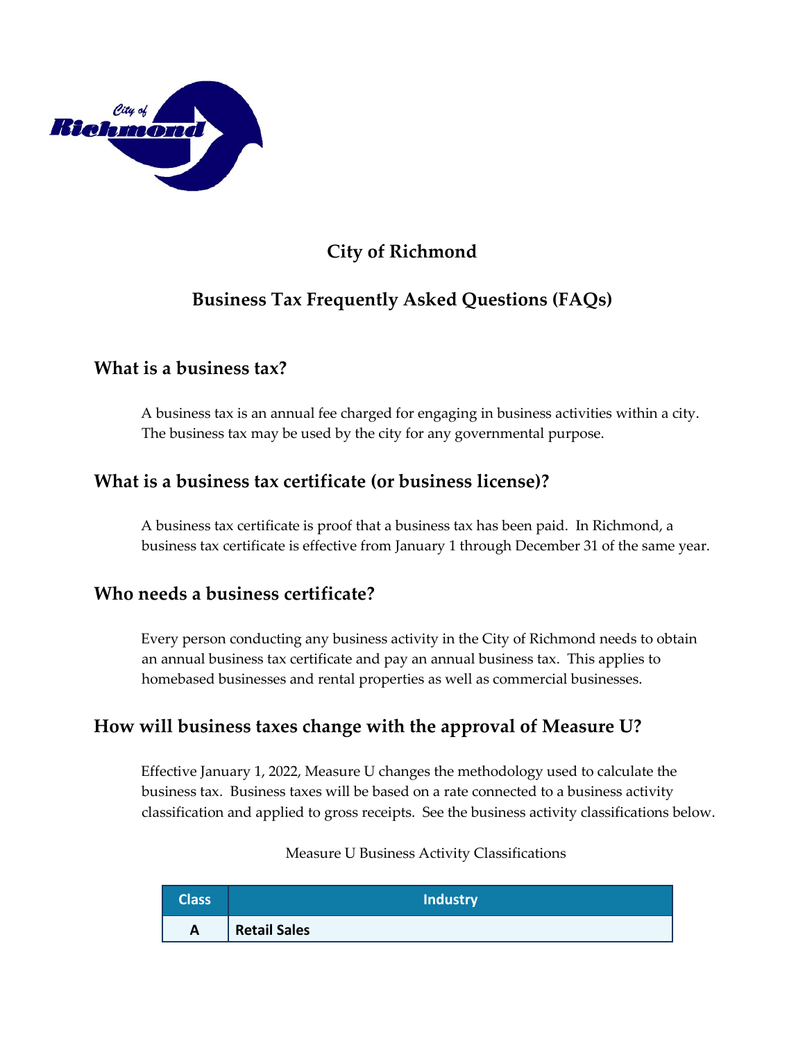# City of Richmond

## Business Tax Frequently Asked Questions (FAQs)

### What is a business tax?

A business tax is an annual fee charged for engaging in business activities within a city. The business tax may be used by the city for any governmental purpose.

### What is a business tax certificate (or business license)?

A business tax certificate is proof that a business tax has been paid. In Richmond, a business tax certificate is effective from January 1 through December 31 of the same year.

### Who needs a business certificate?

Every person conducting any business activity in the City of Richmond needs to obtain an annual business tax certificate and pay an annual business tax. This applies to homebased businesses and rental properties as well as commercial businesses.

### How will business taxes change with the approval of Measure U?

Effective January 1, 2022, Measure U changes the methodology used to calculate the business tax. Business taxes will be based on a rate connected to a business activity classification and applied to gross receipts. See the business activity classifications below.

Measure U Business Activity Classifications

| Class | Industry |
|---|---|
| **A** | **Retail Sales** |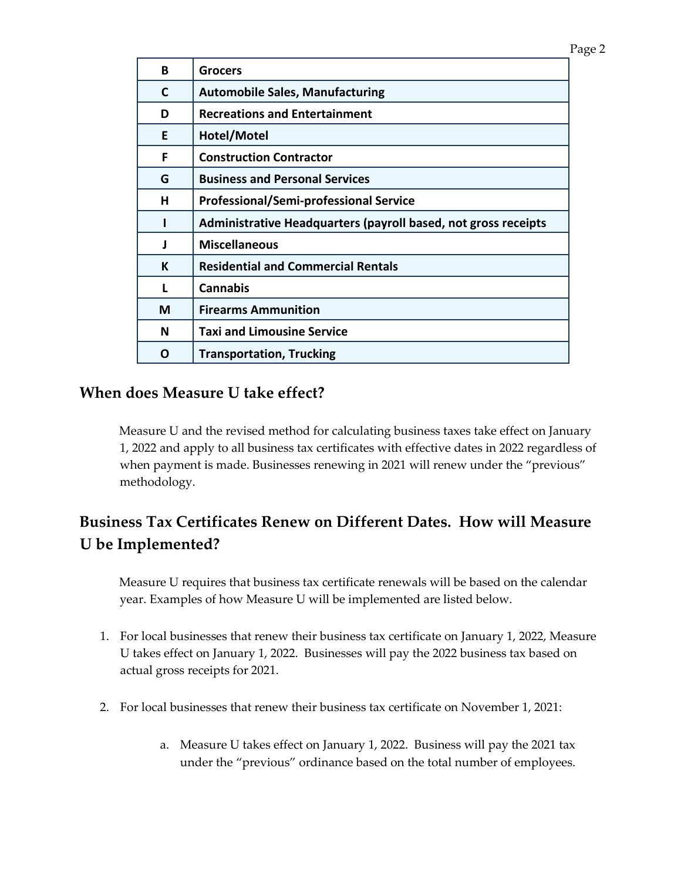| B | Grocers |
|---|---|
| C | Automobile Sales, Manufacturing |
| D | Recreations and Entertainment |
| E | Hotel/Motel |
| F | Construction Contractor |
| G | Business and Personal Services |
| H | Professional/Semi-professional Service |
| I | Administrative Headquarters (payroll based, not gross receipts |
| J | Miscellaneous |
| K | Residential and Commercial Rentals |
| L | Cannabis |
| M | Firearms Ammunition |
| N | Taxi and Limousine Service |
| O | Transportation, Trucking |

## When does Measure U take effect?

Measure U and the revised method for calculating business taxes take effect on January 1, 2022 and apply to all business tax certificates with effective dates in 2022 regardless of when payment is made. Businesses renewing in 2021 will renew under the "previous" methodology.

## Business Tax Certificates Renew on Different Dates. How will Measure U be Implemented?

Measure U requires that business tax certificate renewals will be based on the calendar year. Examples of how Measure U will be implemented are listed below.

1. For local businesses that renew their business tax certificate on January 1, 2022, Measure U takes effect on January 1, 2022. Businesses will pay the 2022 business tax based on actual gross receipts for 2021.

2. For local businesses that renew their business tax certificate on November 1, 2021:

    a. Measure U takes effect on January 1, 2022. Business will pay the 2021 tax under the "previous" ordinance based on the total number of employees.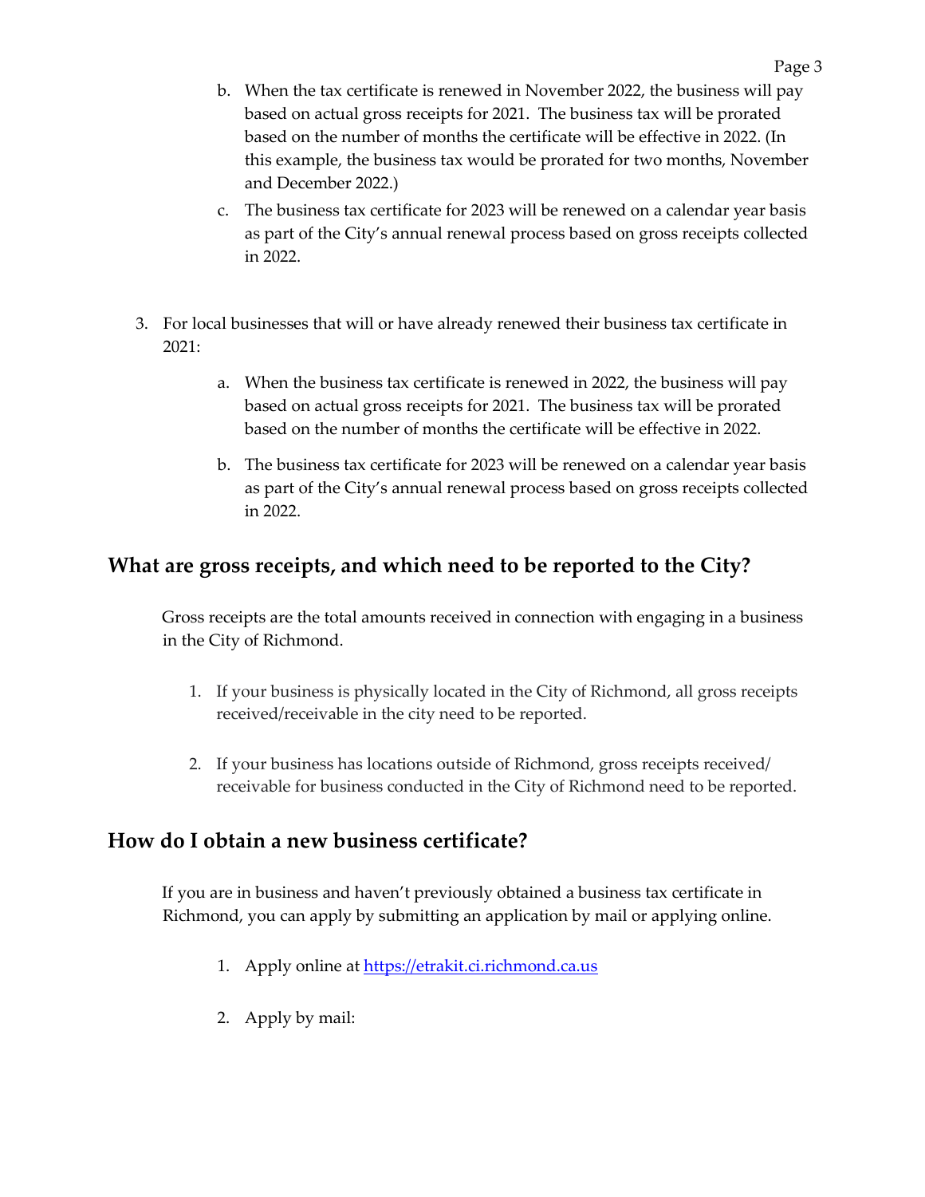b. When the tax certificate is renewed in November 2022, the business will pay based on actual gross receipts for 2021. The business tax will be prorated based on the number of months the certificate will be effective in 2022. (In this example, the business tax would be prorated for two months, November and December 2022.)

   c. The business tax certificate for 2023 will be renewed on a calendar year basis as part of the City's annual renewal process based on gross receipts collected in 2022.

3. For local businesses that will or have already renewed their business tax certificate in 2021:

   a. When the business tax certificate is renewed in 2022, the business will pay based on actual gross receipts for 2021. The business tax will be prorated based on the number of months the certificate will be effective in 2022.

   b. The business tax certificate for 2023 will be renewed on a calendar year basis as part of the City's annual renewal process based on gross receipts collected in 2022.

## What are gross receipts, and which need to be reported to the City?

Gross receipts are the total amounts received in connection with engaging in a business in the City of Richmond.

1. If your business is physically located in the City of Richmond, all gross receipts received/receivable in the city need to be reported.

2. If your business has locations outside of Richmond, gross receipts received/receivable for business conducted in the City of Richmond need to be reported.

## How do I obtain a new business certificate?

If you are in business and haven't previously obtained a business tax certificate in Richmond, you can apply by submitting an application by mail or applying online.

1. Apply online at [https://etrakit.ci.richmond.ca.us](https://etrakit.ci.richmond.ca.us)

2. Apply by mail: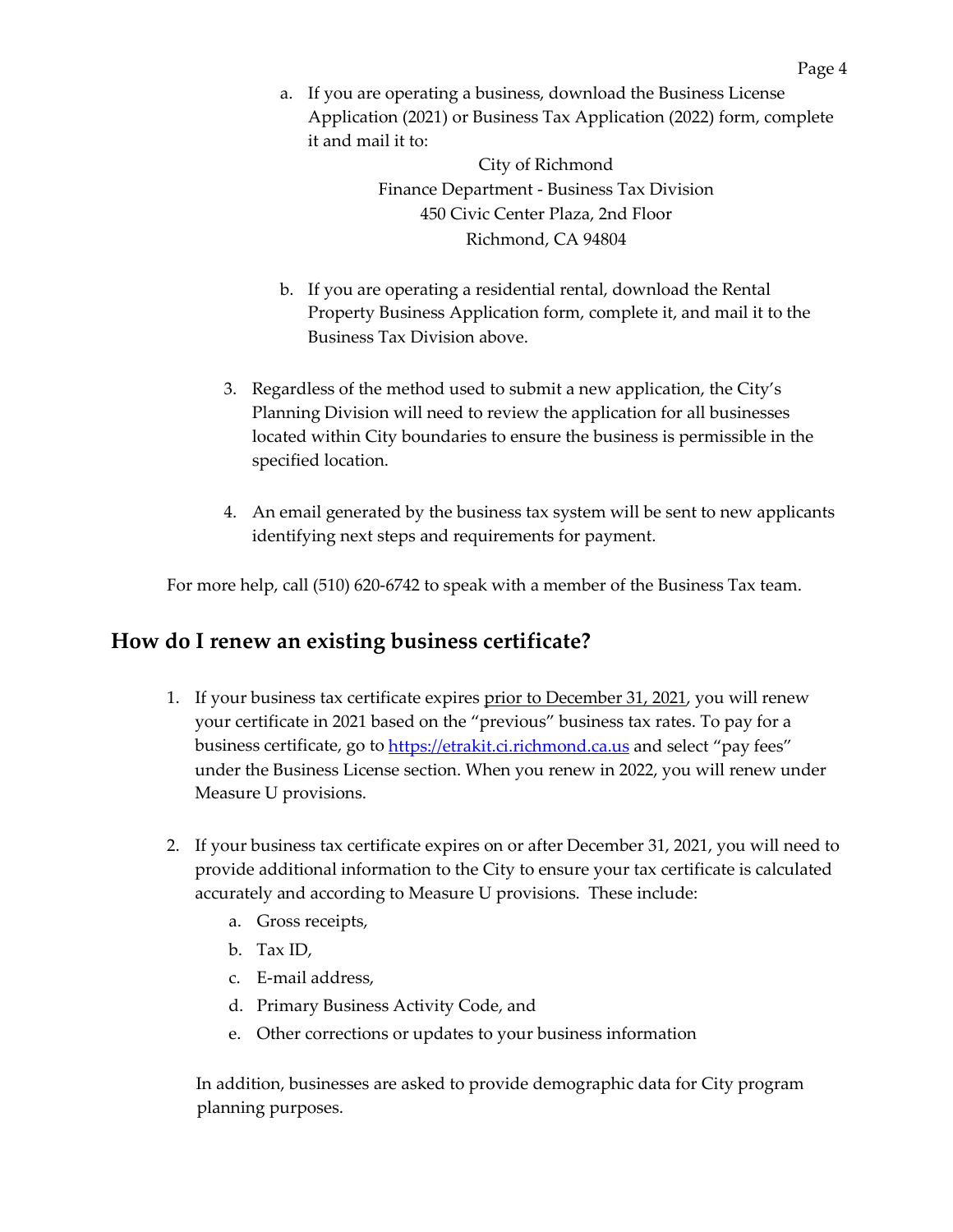a. If you are operating a business, download the Business License Application (2021) or Business Tax Application (2022) form, complete it and mail it to:

   City of Richmond
   Finance Department - Business Tax Division
   450 Civic Center Plaza, 2nd Floor
   Richmond, CA 94804

b. If you are operating a residential rental, download the Rental Property Business Application form, complete it, and mail it to the Business Tax Division above.

3. Regardless of the method used to submit a new application, the City's Planning Division will need to review the application for all businesses located within City boundaries to ensure the business is permissible in the specified location.

4. An email generated by the business tax system will be sent to new applicants identifying next steps and requirements for payment.

For more help, call (510) 620-6742 to speak with a member of the Business Tax team.

## How do I renew an existing business certificate?

1. If your business tax certificate expires prior to December 31, 2021, you will renew your certificate in 2021 based on the "previous" business tax rates. To pay for a business certificate, go to https://etrakit.ci.richmond.ca.us and select "pay fees" under the Business License section. When you renew in 2022, you will renew under Measure U provisions.

2. If your business tax certificate expires on or after December 31, 2021, you will need to provide additional information to the City to ensure your tax certificate is calculated accurately and according to Measure U provisions. These include:
   a. Gross receipts,
   b. Tax ID,
   c. E-mail address,
   d. Primary Business Activity Code, and
   e. Other corrections or updates to your business information

   In addition, businesses are asked to provide demographic data for City program planning purposes.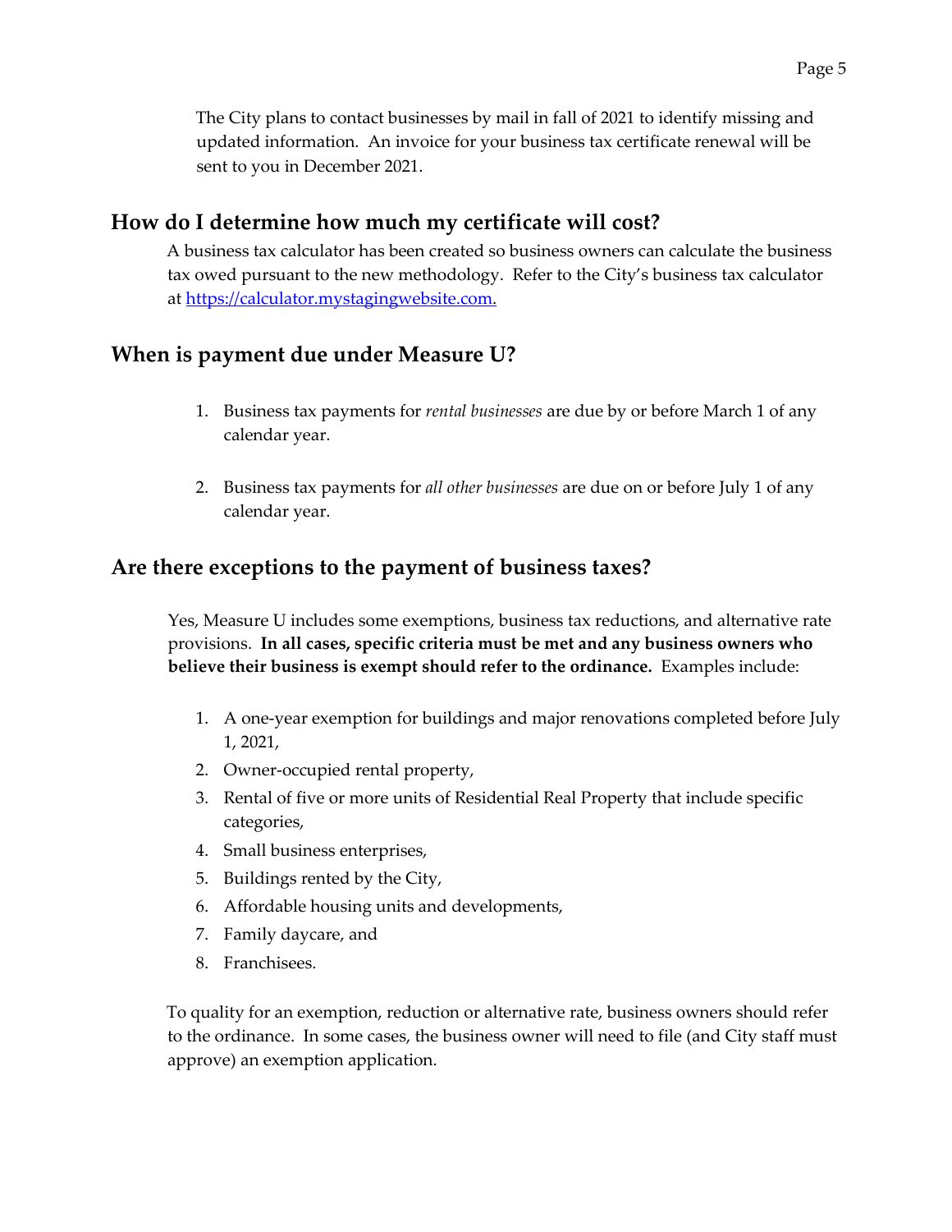The City plans to contact businesses by mail in fall of 2021 to identify missing and updated information. An invoice for your business tax certificate renewal will be sent to you in December 2021.

## How do I determine how much my certificate will cost?

A business tax calculator has been created so business owners can calculate the business tax owed pursuant to the new methodology. Refer to the City's business tax calculator at [https://calculator.mystagingwebsite.com.](https://calculator.mystagingwebsite.com)

## When is payment due under Measure U?

1. Business tax payments for *rental businesses* are due by or before March 1 of any calendar year.

2. Business tax payments for *all other businesses* are due on or before July 1 of any calendar year.

## Are there exceptions to the payment of business taxes?

Yes, Measure U includes some exemptions, business tax reductions, and alternative rate provisions. **In all cases, specific criteria must be met and any business owners who believe their business is exempt should refer to the ordinance.** Examples include:

1. A one-year exemption for buildings and major renovations completed before July 1, 2021,
2. Owner-occupied rental property,
3. Rental of five or more units of Residential Real Property that include specific categories,
4. Small business enterprises,
5. Buildings rented by the City,
6. Affordable housing units and developments,
7. Family daycare, and
8. Franchisees.

To quality for an exemption, reduction or alternative rate, business owners should refer to the ordinance. In some cases, the business owner will need to file (and City staff must approve) an exemption application.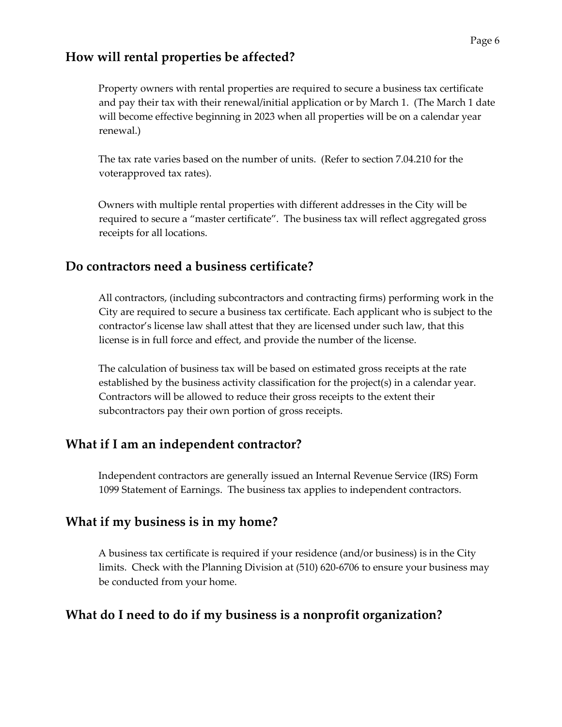## How will rental properties be affected?

Property owners with rental properties are required to secure a business tax certificate and pay their tax with their renewal/initial application or by March 1. (The March 1 date will become effective beginning in 2023 when all properties will be on a calendar year renewal.)

The tax rate varies based on the number of units. (Refer to section 7.04.210 for the voterapproved tax rates).

Owners with multiple rental properties with different addresses in the City will be required to secure a "master certificate". The business tax will reflect aggregated gross receipts for all locations.

## Do contractors need a business certificate?

All contractors, (including subcontractors and contracting firms) performing work in the City are required to secure a business tax certificate. Each applicant who is subject to the contractor's license law shall attest that they are licensed under such law, that this license is in full force and effect, and provide the number of the license.

The calculation of business tax will be based on estimated gross receipts at the rate established by the business activity classification for the project(s) in a calendar year. Contractors will be allowed to reduce their gross receipts to the extent their subcontractors pay their own portion of gross receipts.

## What if I am an independent contractor?

Independent contractors are generally issued an Internal Revenue Service (IRS) Form 1099 Statement of Earnings. The business tax applies to independent contractors.

## What if my business is in my home?

A business tax certificate is required if your residence (and/or business) is in the City limits. Check with the Planning Division at (510) 620-6706 to ensure your business may be conducted from your home.

## What do I need to do if my business is a nonprofit organization?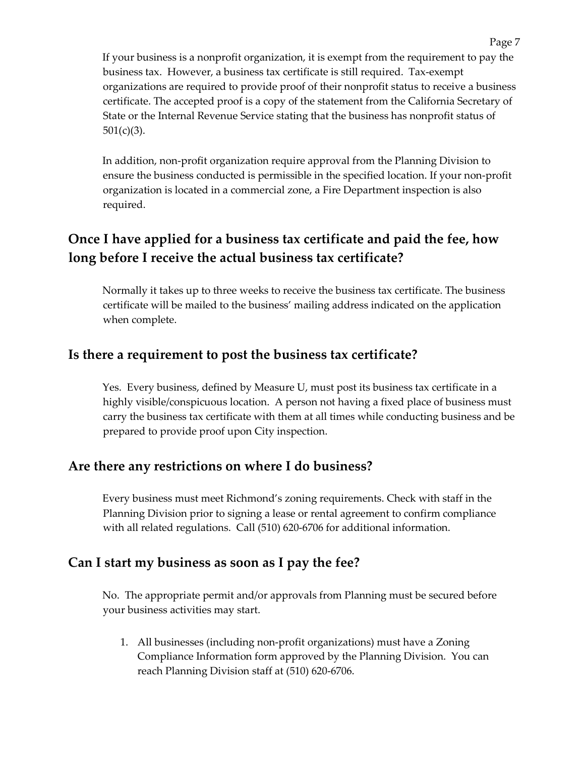If your business is a nonprofit organization, it is exempt from the requirement to pay the business tax. However, a business tax certificate is still required. Tax-exempt organizations are required to provide proof of their nonprofit status to receive a business certificate. The accepted proof is a copy of the statement from the California Secretary of State or the Internal Revenue Service stating that the business has nonprofit status of 501(c)(3).

In addition, non-profit organization require approval from the Planning Division to ensure the business conducted is permissible in the specified location. If your non-profit organization is located in a commercial zone, a Fire Department inspection is also required.

## Once I have applied for a business tax certificate and paid the fee, how long before I receive the actual business tax certificate?

Normally it takes up to three weeks to receive the business tax certificate. The business certificate will be mailed to the business' mailing address indicated on the application when complete.

## Is there a requirement to post the business tax certificate?

Yes. Every business, defined by Measure U, must post its business tax certificate in a highly visible/conspicuous location. A person not having a fixed place of business must carry the business tax certificate with them at all times while conducting business and be prepared to provide proof upon City inspection.

## Are there any restrictions on where I do business?

Every business must meet Richmond's zoning requirements. Check with staff in the Planning Division prior to signing a lease or rental agreement to confirm compliance with all related regulations. Call (510) 620-6706 for additional information.

## Can I start my business as soon as I pay the fee?

No. The appropriate permit and/or approvals from Planning must be secured before your business activities may start.

1. All businesses (including non-profit organizations) must have a Zoning Compliance Information form approved by the Planning Division. You can reach Planning Division staff at (510) 620-6706.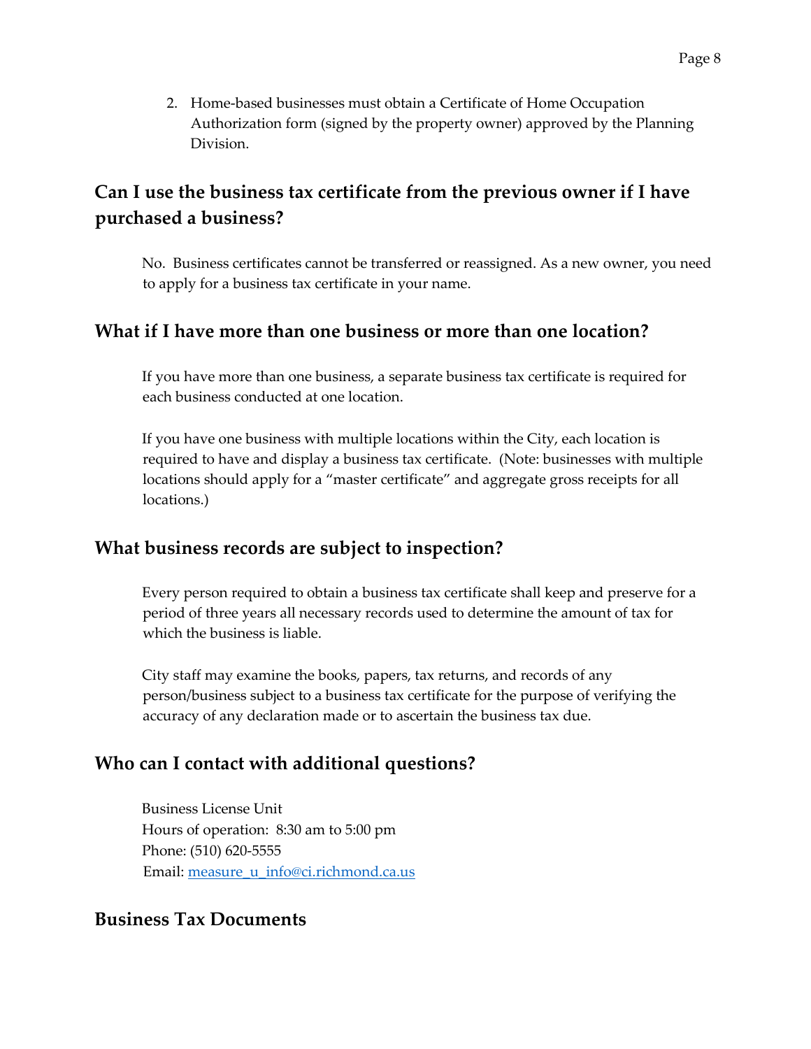2. Home-based businesses must obtain a Certificate of Home Occupation Authorization form (signed by the property owner) approved by the Planning Division.

## Can I use the business tax certificate from the previous owner if I have purchased a business?

No. Business certificates cannot be transferred or reassigned. As a new owner, you need to apply for a business tax certificate in your name.

## What if I have more than one business or more than one location?

If you have more than one business, a separate business tax certificate is required for each business conducted at one location.

If you have one business with multiple locations within the City, each location is required to have and display a business tax certificate. (Note: businesses with multiple locations should apply for a "master certificate" and aggregate gross receipts for all locations.)

## What business records are subject to inspection?

Every person required to obtain a business tax certificate shall keep and preserve for a period of three years all necessary records used to determine the amount of tax for which the business is liable.

City staff may examine the books, papers, tax returns, and records of any person/business subject to a business tax certificate for the purpose of verifying the accuracy of any declaration made or to ascertain the business tax due.

## Who can I contact with additional questions?

Business License Unit
Hours of operation: 8:30 am to 5:00 pm
Phone: (510) 620-5555
Email: [measure_u_info@ci.richmond.ca.us](mailto:measure_u_info@ci.richmond.ca.us)

## Business Tax Documents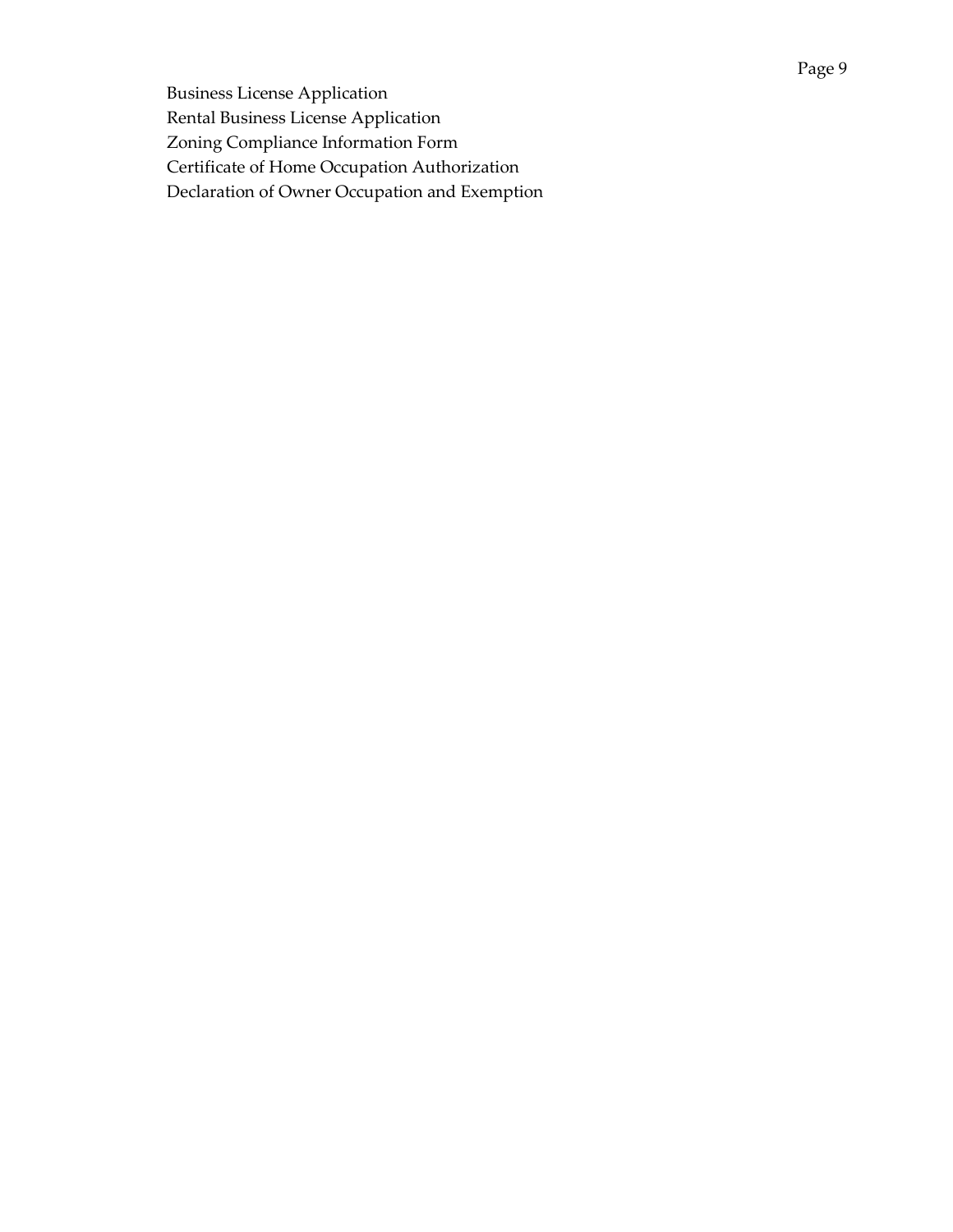Business License Application
Rental Business License Application
Zoning Compliance Information Form
Certificate of Home Occupation Authorization
Declaration of Owner Occupation and Exemption